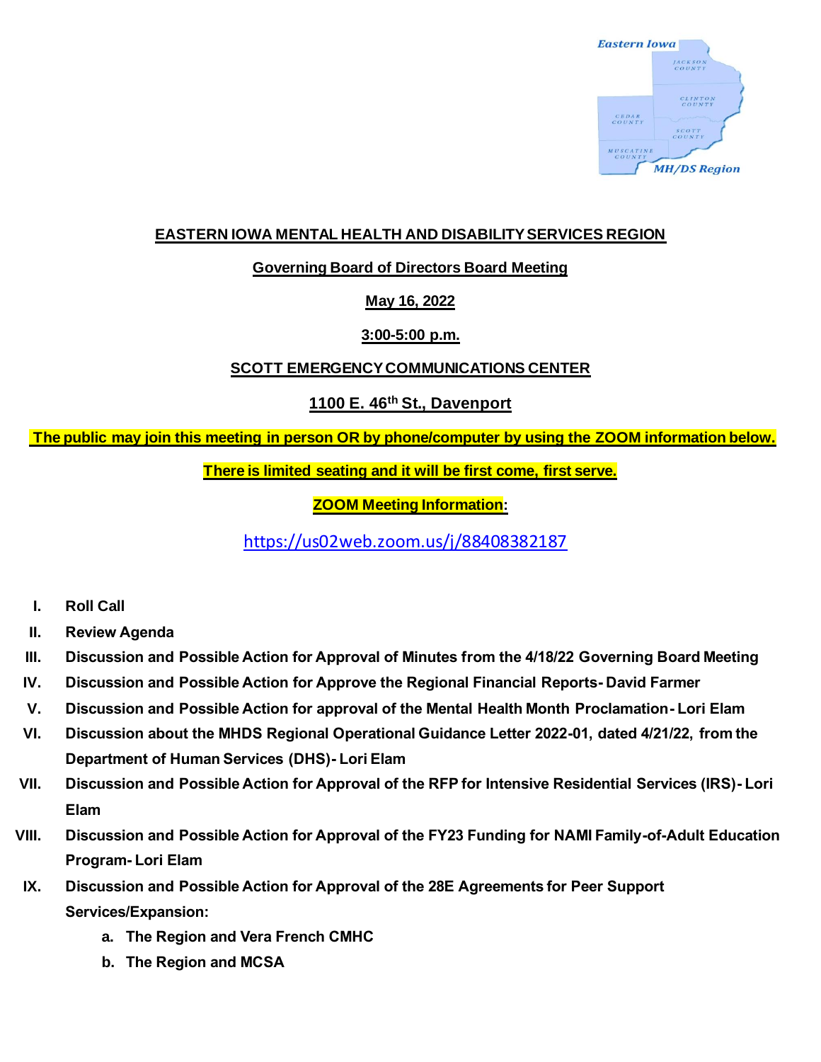**EASTERN IOWA MENTAL HEALTH AND DISABILITY SERVICES REGION**

**Governing Board of Directors Board Meeting**

**May 16, 2022**

**3:00-5:00 p.m.**

**SCOTT EMERGENCY COMMUNICATIONS CENTER**

**1100 E. 46th St., Davenport**

**The public may join this meeting in person OR by phone/computer by using the ZOOM information below.**

**There is limited seating and it will be first come, first serve.**

**ZOOM Meeting Information:**

https://us02web.zoom.us/j/88408382187

I. **Roll Call**

II. **Review Agenda**

III. **Discussion and Possible Action for Approval of Minutes from the 4/18/22 Governing Board Meeting**

IV. **Discussion and Possible Action for Approve the Regional Financial Reports- David Farmer**

V. **Discussion and Possible Action for approval of the Mental Health Month Proclamation- Lori Elam**

VI. **Discussion about the MHDS Regional Operational Guidance Letter 2022-01, dated 4/21/22, from the Department of Human Services (DHS)- Lori Elam**

VII. **Discussion and Possible Action for Approval of the RFP for Intensive Residential Services (IRS)- Lori Elam**

VIII. **Discussion and Possible Action for Approval of the FY23 Funding for NAMI Family-of-Adult Education Program- Lori Elam**

IX. **Discussion and Possible Action for Approval of the 28E Agreements for Peer Support Services/Expansion:**
   a. **The Region and Vera French CMHC**
   b. **The Region and MCSA**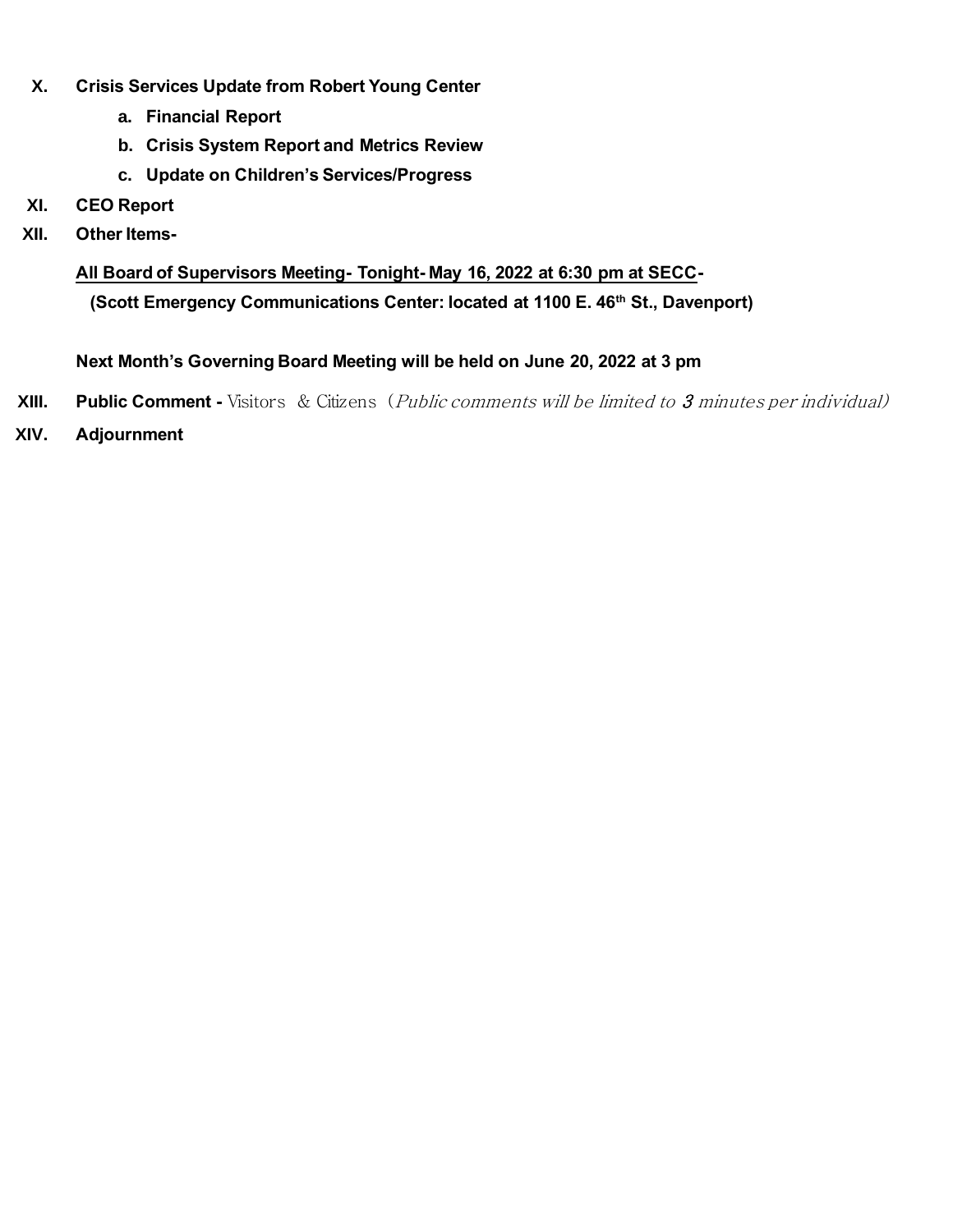**X. Crisis Services Update from Robert Young Center**

   **a. Financial Report**

   **b. Crisis System Report and Metrics Review**

   **c. Update on Children's Services/Progress**

**XI. CEO Report**

**XII. Other Items-**

**<u>All Board of Supervisors Meeting- Tonight- May 16, 2022 at 6:30 pm at SECC</u>-**

**(Scott Emergency Communications Center: located at 1100 E. 46th St., Davenport)**

**Next Month's Governing Board Meeting will be held on June 20, 2022 at 3 pm**

**XIII. Public Comment -** Visitors & Citizens (*Public comments will be limited to **3** minutes per individual)*

**XIV. Adjournment**